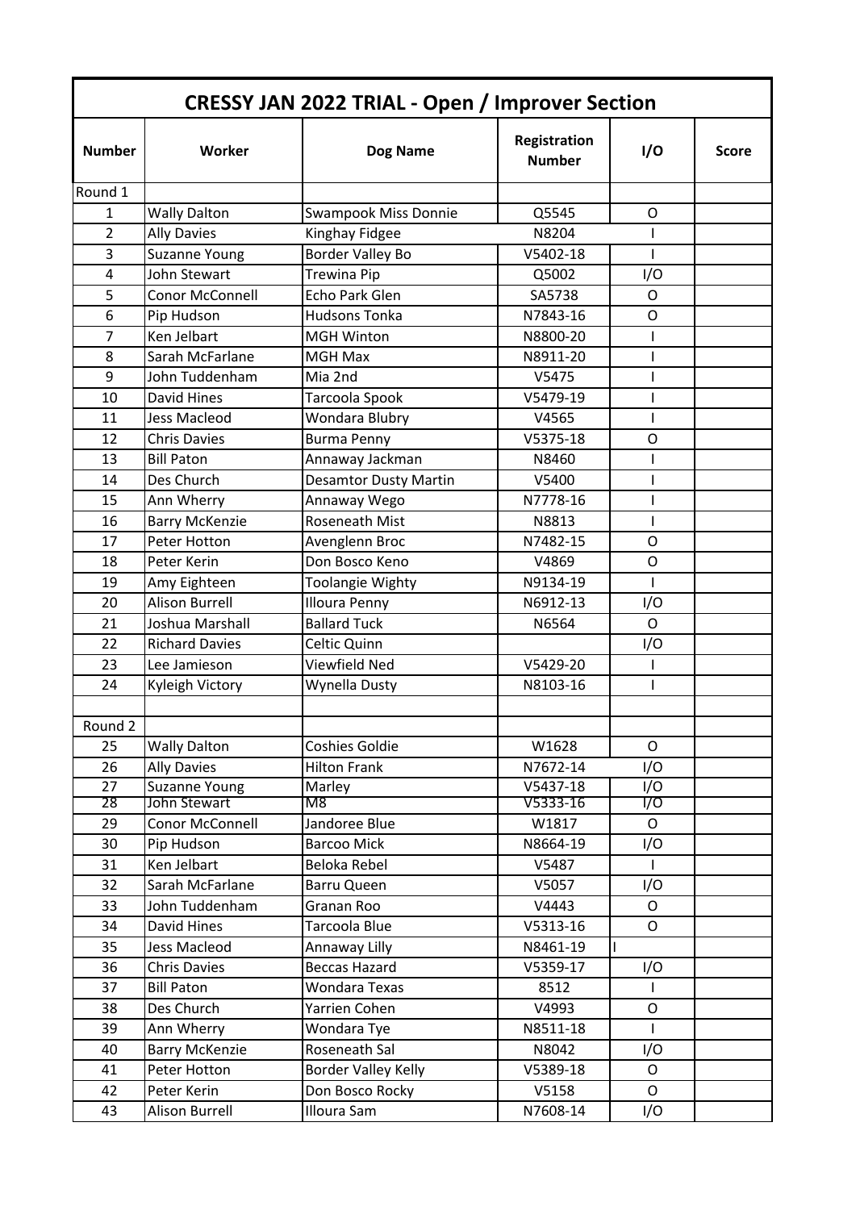# CRESSY JAN 2022 TRIAL - Open / Improver Section

| Number | Worker | Dog Name | Registration Number | I/O | Score |
|---|---|---|---|---|---|
| Round 1 | | | | | |
| 1 | Wally Dalton | Swampook Miss Donnie | Q5545 | O | |
| 2 | Ally Davies | Kinghay Fidgee | N8204 | I | |
| 3 | Suzanne Young | Border Valley Bo | V5402-18 | I | |
| 4 | John Stewart | Trewina Pip | Q5002 | I/O | |
| 5 | Conor McConnell | Echo Park Glen | SA5738 | O | |
| 6 | Pip Hudson | Hudsons Tonka | N7843-16 | O | |
| 7 | Ken Jelbart | MGH Winton | N8800-20 | I | |
| 8 | Sarah McFarlane | MGH Max | N8911-20 | I | |
| 9 | John Tuddenham | Mia 2nd | V5475 | I | |
| 10 | David Hines | Tarcoola Spook | V5479-19 | I | |
| 11 | Jess Macleod | Wondara Blubry | V4565 | I | |
| 12 | Chris Davies | Burma Penny | V5375-18 | O | |
| 13 | Bill Paton | Annaway Jackman | N8460 | I | |
| 14 | Des Church | Desamtor Dusty Martin | V5400 | I | |
| 15 | Ann Wherry | Annaway Wego | N7778-16 | I | |
| 16 | Barry McKenzie | Roseneath Mist | N8813 | I | |
| 17 | Peter Hotton | Avenglenn Broc | N7482-15 | O | |
| 18 | Peter Kerin | Don Bosco Keno | V4869 | O | |
| 19 | Amy Eighteen | Toolangie Wighty | N9134-19 | I | |
| 20 | Alison Burrell | Illoura Penny | N6912-13 | I/O | |
| 21 | Joshua Marshall | Ballard Tuck | N6564 | O | |
| 22 | Richard Davies | Celtic Quinn | | I/O | |
| 23 | Lee Jamieson | Viewfield Ned | V5429-20 | I | |
| 24 | Kyleigh Victory | Wynella Dusty | N8103-16 | I | |
| | | | | | |
| Round 2 | | | | | |
| 25 | Wally Dalton | Coshies Goldie | W1628 | O | |
| 26 | Ally Davies | Hilton Frank | N7672-14 | I/O | |
| 27 | Suzanne Young | Marley | V5437-18 | I/O | |
| 28 | John Stewart | M8 | V5333-16 | I/O | |
| 29 | Conor McConnell | Jandoree Blue | W1817 | O | |
| 30 | Pip Hudson | Barcoo Mick | N8664-19 | I/O | |
| 31 | Ken Jelbart | Beloka Rebel | V5487 | I | |
| 32 | Sarah McFarlane | Barru Queen | V5057 | I/O | |
| 33 | John Tuddenham | Granan Roo | V4443 | O | |
| 34 | David Hines | Tarcoola Blue | V5313-16 | O | |
| 35 | Jess Macleod | Annaway Lilly | N8461-19 | I | |
| 36 | Chris Davies | Beccas Hazard | V5359-17 | I/O | |
| 37 | Bill Paton | Wondara Texas | 8512 | I | |
| 38 | Des Church | Yarrien Cohen | V4993 | O | |
| 39 | Ann Wherry | Wondara Tye | N8511-18 | I | |
| 40 | Barry McKenzie | Roseneath Sal | N8042 | I/O | |
| 41 | Peter Hotton | Border Valley Kelly | V5389-18 | O | |
| 42 | Peter Kerin | Don Bosco Rocky | V5158 | O | |
| 43 | Alison Burrell | Illoura Sam | N7608-14 | I/O | |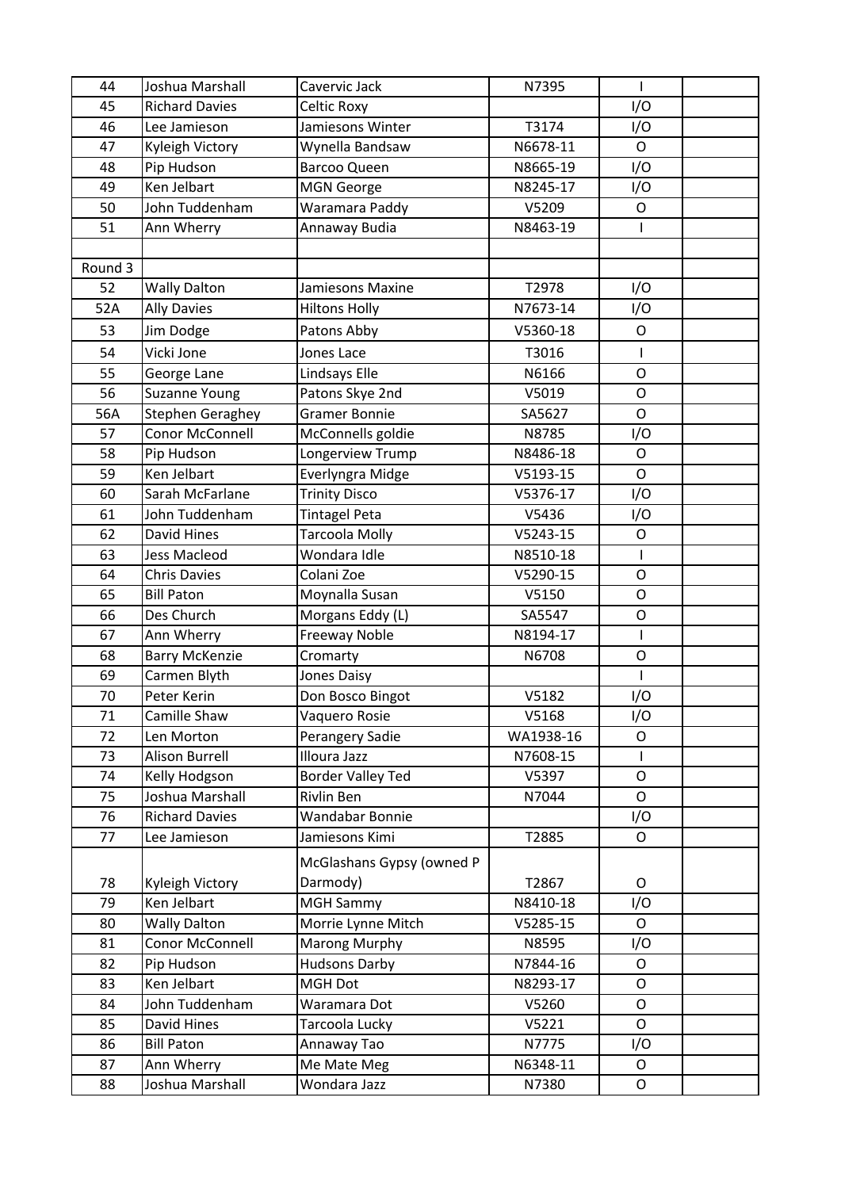| 44 | Joshua Marshall | Cavervic Jack | N7395 | I | |
|---|---|---|---|---|---|
| 45 | Richard Davies | Celtic Roxy | | I/O | |
| 46 | Lee Jamieson | Jamiesons Winter | T3174 | I/O | |
| 47 | Kyleigh Victory | Wynella Bandsaw | N6678-11 | O | |
| 48 | Pip Hudson | Barcoo Queen | N8665-19 | I/O | |
| 49 | Ken Jelbart | MGN George | N8245-17 | I/O | |
| 50 | John Tuddenham | Waramara Paddy | V5209 | O | |
| 51 | Ann Wherry | Annaway Budia | N8463-19 | I | |
| | | | | | |
| Round 3 | | | | | |
| 52 | Wally Dalton | Jamiesons Maxine | T2978 | I/O | |
| 52A | Ally Davies | Hiltons Holly | N7673-14 | I/O | |
| 53 | Jim Dodge | Patons Abby | V5360-18 | O | |
| 54 | Vicki Jone | Jones Lace | T3016 | I | |
| 55 | George Lane | Lindsays Elle | N6166 | O | |
| 56 | Suzanne Young | Patons Skye 2nd | V5019 | O | |
| 56A | Stephen Geraghey | Gramer Bonnie | SA5627 | O | |
| 57 | Conor McConnell | McConnells goldie | N8785 | I/O | |
| 58 | Pip Hudson | Longerview Trump | N8486-18 | O | |
| 59 | Ken Jelbart | Everlyngra Midge | V5193-15 | O | |
| 60 | Sarah McFarlane | Trinity Disco | V5376-17 | I/O | |
| 61 | John Tuddenham | Tintagel Peta | V5436 | I/O | |
| 62 | David Hines | Tarcoola Molly | V5243-15 | O | |
| 63 | Jess Macleod | Wondara Idle | N8510-18 | I | |
| 64 | Chris Davies | Colani Zoe | V5290-15 | O | |
| 65 | Bill Paton | Moynalla Susan | V5150 | O | |
| 66 | Des Church | Morgans Eddy (L) | SA5547 | O | |
| 67 | Ann Wherry | Freeway Noble | N8194-17 | I | |
| 68 | Barry McKenzie | Cromarty | N6708 | O | |
| 69 | Carmen Blyth | Jones Daisy | | I | |
| 70 | Peter Kerin | Don Bosco Bingot | V5182 | I/O | |
| 71 | Camille Shaw | Vaquero Rosie | V5168 | I/O | |
| 72 | Len Morton | Perangery Sadie | WA1938-16 | O | |
| 73 | Alison Burrell | Illoura Jazz | N7608-15 | I | |
| 74 | Kelly Hodgson | Border Valley Ted | V5397 | O | |
| 75 | Joshua Marshall | Rivlin Ben | N7044 | O | |
| 76 | Richard Davies | Wandabar Bonnie | | I/O | |
| 77 | Lee Jamieson | Jamiesons Kimi | T2885 | O | |
| 78 | Kyleigh Victory | McGlashans Gypsy (owned P Darmody) | T2867 | O | |
| 79 | Ken Jelbart | MGH Sammy | N8410-18 | I/O | |
| 80 | Wally Dalton | Morrie Lynne Mitch | V5285-15 | O | |
| 81 | Conor McConnell | Marong Murphy | N8595 | I/O | |
| 82 | Pip Hudson | Hudsons Darby | N7844-16 | O | |
| 83 | Ken Jelbart | MGH Dot | N8293-17 | O | |
| 84 | John Tuddenham | Waramara Dot | V5260 | O | |
| 85 | David Hines | Tarcoola Lucky | V5221 | O | |
| 86 | Bill Paton | Annaway Tao | N7775 | I/O | |
| 87 | Ann Wherry | Me Mate Meg | N6348-11 | O | |
| 88 | Joshua Marshall | Wondara Jazz | N7380 | O | |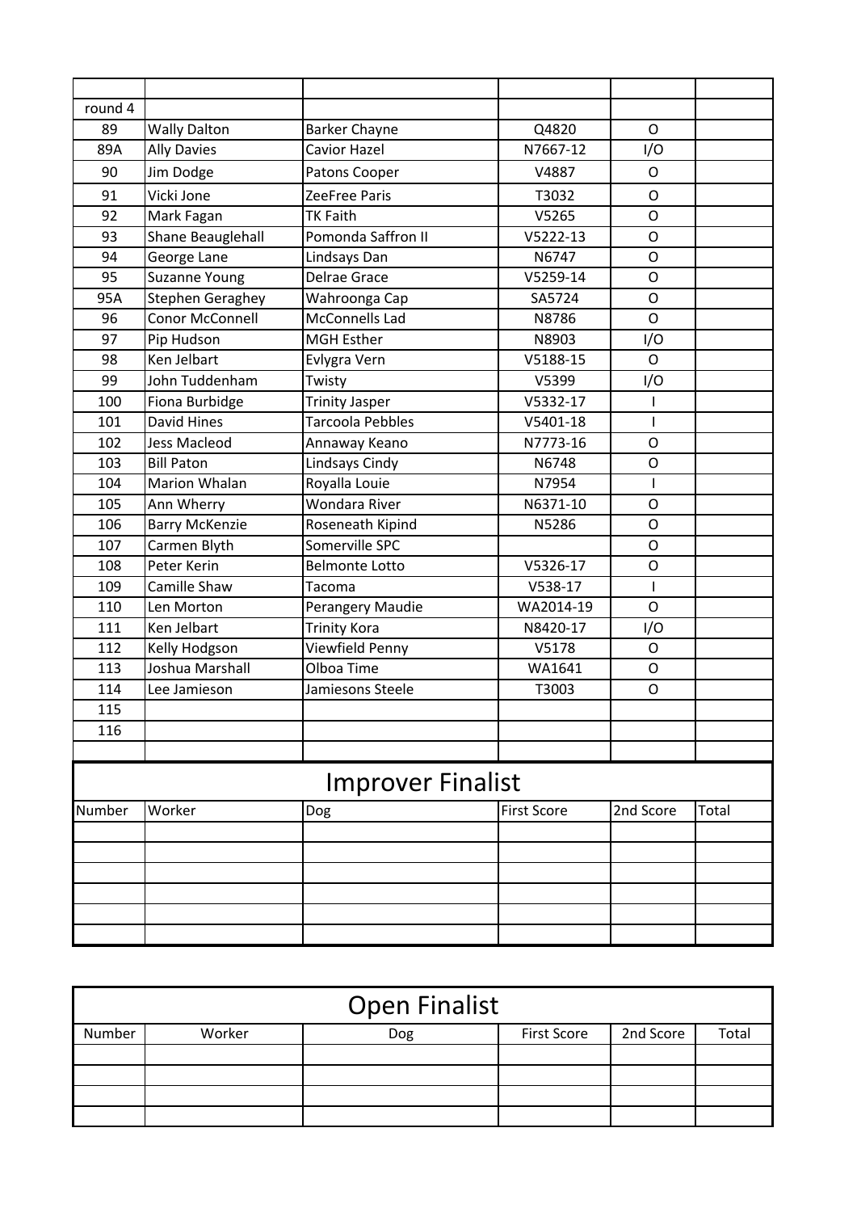| | | | | | |
|---|---|---|---|---|---|
| | | | | | |
| round 4 | | | | | |
| 89 | Wally Dalton | Barker Chayne | Q4820 | O | |
| 89A | Ally Davies | Cavior Hazel | N7667-12 | I/O | |
| 90 | Jim Dodge | Patons Cooper | V4887 | O | |
| 91 | Vicki Jone | ZeeFree Paris | T3032 | O | |
| 92 | Mark Fagan | TK Faith | V5265 | O | |
| 93 | Shane Beauglehall | Pomonda Saffron II | V5222-13 | O | |
| 94 | George Lane | Lindsays Dan | N6747 | O | |
| 95 | Suzanne Young | Delrae Grace | V5259-14 | O | |
| 95A | Stephen Geraghey | Wahroonga Cap | SA5724 | O | |
| 96 | Conor McConnell | McConnells Lad | N8786 | O | |
| 97 | Pip Hudson | MGH Esther | N8903 | I/O | |
| 98 | Ken Jelbart | Evlygra Vern | V5188-15 | O | |
| 99 | John Tuddenham | Twisty | V5399 | I/O | |
| 100 | Fiona Burbidge | Trinity Jasper | V5332-17 | I | |
| 101 | David Hines | Tarcoola Pebbles | V5401-18 | I | |
| 102 | Jess Macleod | Annaway Keano | N7773-16 | O | |
| 103 | Bill Paton | Lindsays Cindy | N6748 | O | |
| 104 | Marion Whalan | Royalla Louie | N7954 | I | |
| 105 | Ann Wherry | Wondara River | N6371-10 | O | |
| 106 | Barry McKenzie | Roseneath Kipind | N5286 | O | |
| 107 | Carmen Blyth | Somerville SPC | | O | |
| 108 | Peter Kerin | Belmonte Lotto | V5326-17 | O | |
| 109 | Camille Shaw | Tacoma | V538-17 | I | |
| 110 | Len Morton | Perangery Maudie | WA2014-19 | O | |
| 111 | Ken Jelbart | Trinity Kora | N8420-17 | I/O | |
| 112 | Kelly Hodgson | Viewfield Penny | V5178 | O | |
| 113 | Joshua Marshall | Olboa Time | WA1641 | O | |
| 114 | Lee Jamieson | Jamiesons Steele | T3003 | O | |
| 115 | | | | | |
| 116 | | | | | |
| | | | | | |

## Improver Finalist

| Number | Worker | Dog | First Score | 2nd Score | Total |
|---|---|---|---|---|---|
| | | | | | |
| | | | | | |
| | | | | | |
| | | | | | |
| | | | | | |
| | | | | | |

## Open Finalist

| Number | Worker | Dog | First Score | 2nd Score | Total |
|---|---|---|---|---|---|
| | | | | | |
| | | | | | |
| | | | | | |
| | | | | | |